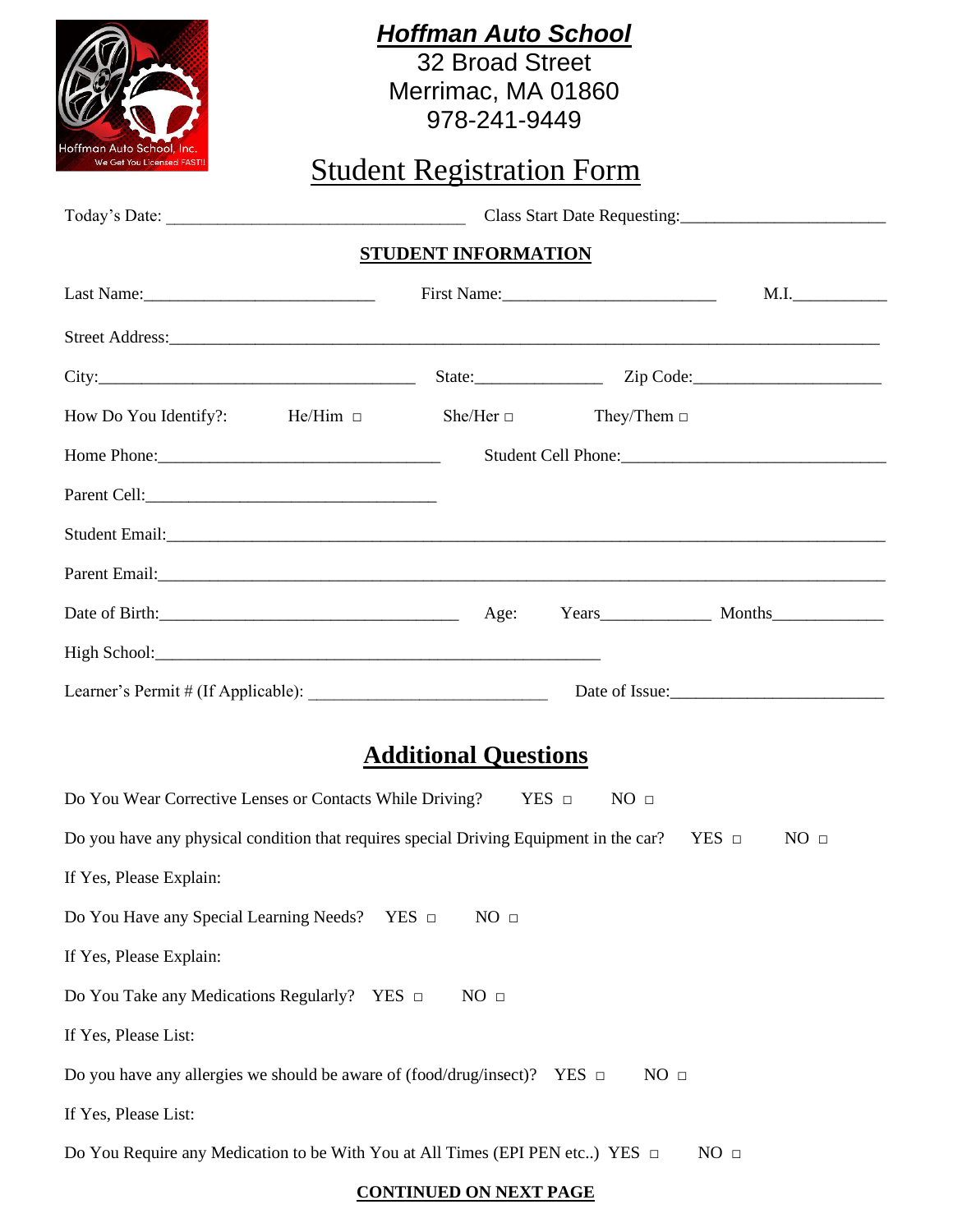# ***Hoffman Auto School***

32 Broad Street
Merrimac, MA 01860
978-241-9449

## Student Registration Form

Today's Date: ________________________________ Class Start Date Requesting:______________________

**STUDENT INFORMATION**

Last Name:_________________________ First Name:______________________ M.I.__________

Street Address:_________________________________________________________________________

City:___________________________________ State:______________ Zip Code:____________________

How Do You Identify?: He/Him □ She/Her □ They/Them □

Home Phone:______________________________ Student Cell Phone:____________________________

Parent Cell:_______________________________

Student Email:____________________________________________________________________________

Parent Email:_____________________________________________________________________________

Date of Birth:_________________________________ Age: Years____________ Months____________

High School:_________________________________________________

Learner's Permit # (If Applicable): __________________________ Date of Issue:______________________

## Additional Questions

Do You Wear Corrective Lenses or Contacts While Driving? YES □ NO □

Do you have any physical condition that requires special Driving Equipment in the car? YES □ NO □

If Yes, Please Explain:

Do You Have any Special Learning Needs? YES □ NO □

If Yes, Please Explain:

Do You Take any Medications Regularly? YES □ NO □

If Yes, Please List:

Do you have any allergies we should be aware of (food/drug/insect)? YES □ NO □

If Yes, Please List:

Do You Require any Medication to be With You at All Times (EPI PEN etc..) YES □ NO □

**CONTINUED ON NEXT PAGE**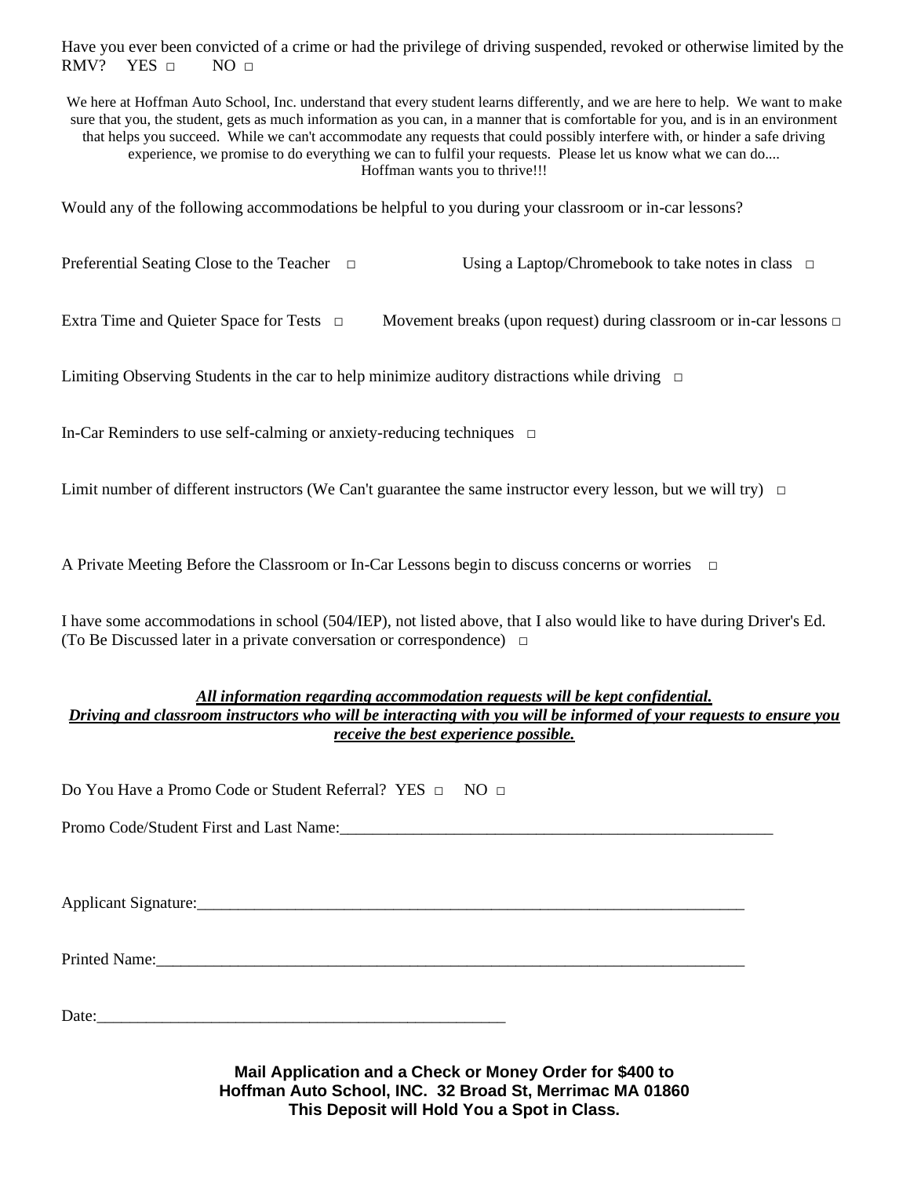Have you ever been convicted of a crime or had the privilege of driving suspended, revoked or otherwise limited by the RMV? YES □ NO □

We here at Hoffman Auto School, Inc. understand that every student learns differently, and we are here to help. We want to make sure that you, the student, gets as much information as you can, in a manner that is comfortable for you, and is in an environment that helps you succeed. While we can't accommodate any requests that could possibly interfere with, or hinder a safe driving experience, we promise to do everything we can to fulfil your requests. Please let us know what we can do.... Hoffman wants you to thrive!!!

Would any of the following accommodations be helpful to you during your classroom or in-car lessons?

Preferential Seating Close to the Teacher □

Using a Laptop/Chromebook to take notes in class □

Extra Time and Quieter Space for Tests □

Movement breaks (upon request) during classroom or in-car lessons □

Limiting Observing Students in the car to help minimize auditory distractions while driving □

In-Car Reminders to use self-calming or anxiety-reducing techniques □

Limit number of different instructors (We Can't guarantee the same instructor every lesson, but we will try) □

A Private Meeting Before the Classroom or In-Car Lessons begin to discuss concerns or worries □

I have some accommodations in school (504/IEP), not listed above, that I also would like to have during Driver's Ed. (To Be Discussed later in a private conversation or correspondence) □

***All information regarding accommodation requests will be kept confidential.***
***Driving and classroom instructors who will be interacting with you will be informed of your requests to ensure you receive the best experience possible.***

Do You Have a Promo Code or Student Referral? YES □ NO □

Promo Code/Student First and Last Name:_______________________________________________________

Applicant Signature:______________________________________________________________________

Printed Name:___________________________________________________________________________

Date:_____________________________________________________

**Mail Application and a Check or Money Order for $400 to**
**Hoffman Auto School, INC. 32 Broad St, Merrimac MA 01860**
**This Deposit will Hold You a Spot in Class.**